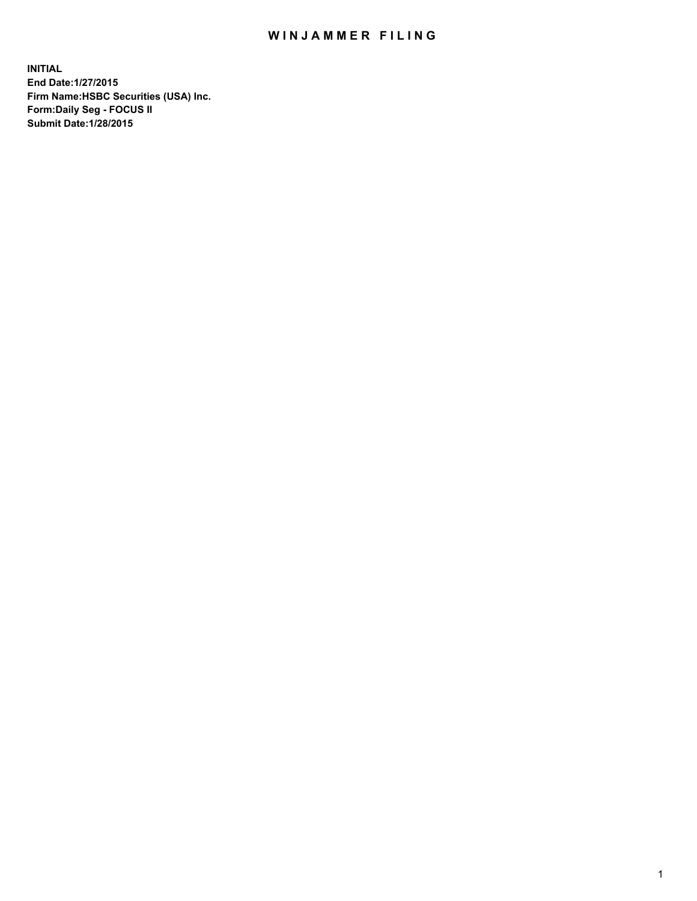# WINJAMMER FILING

**INITIAL**
**End Date:1/27/2015**
**Firm Name:HSBC Securities (USA) Inc.**
**Form:Daily Seg - FOCUS II**
**Submit Date:1/28/2015**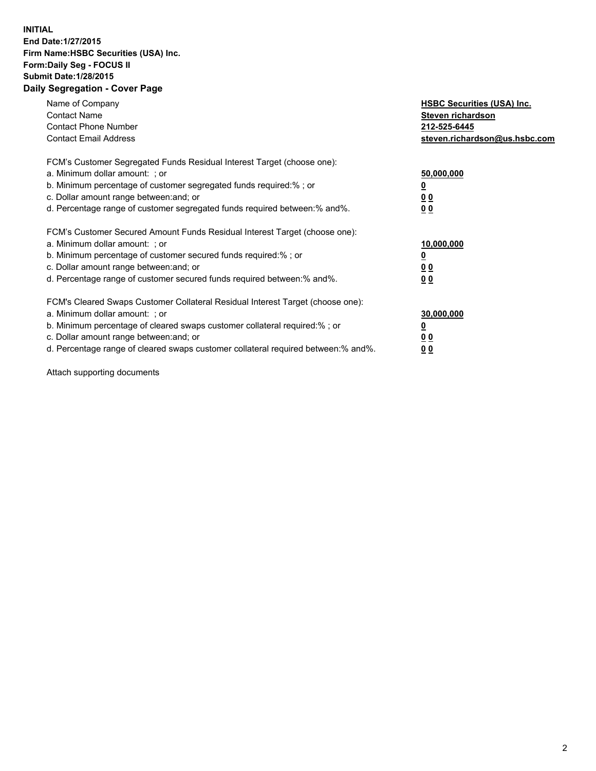**INITIAL**
**End Date:1/27/2015**
**Firm Name:HSBC Securities (USA) Inc.**
**Form:Daily Seg - FOCUS II**
**Submit Date:1/28/2015**

## Daily Segregation - Cover Page

| | |
|---|---|
| Name of Company | **HSBC Securities (USA) Inc.** |
| Contact Name | **Steven richardson** |
| Contact Phone Number | **212-525-6445** |
| Contact Email Address | **steven.richardson@us.hsbc.com** |

| | |
|---|---|
| FCM's Customer Segregated Funds Residual Interest Target (choose one): | |
| a. Minimum dollar amount: ; or | **50,000,000** |
| b. Minimum percentage of customer segregated funds required:% ; or | **0** |
| c. Dollar amount range between:and; or | **0 0** |
| d. Percentage range of customer segregated funds required between:% and%. | **0 0** |

| | |
|---|---|
| FCM's Customer Secured Amount Funds Residual Interest Target (choose one): | |
| a. Minimum dollar amount: ; or | **10,000,000** |
| b. Minimum percentage of customer secured funds required:% ; or | **0** |
| c. Dollar amount range between:and; or | **0 0** |
| d. Percentage range of customer secured funds required between:% and%. | **0 0** |

| | |
|---|---|
| FCM's Cleared Swaps Customer Collateral Residual Interest Target (choose one): | |
| a. Minimum dollar amount: ; or | **30,000,000** |
| b. Minimum percentage of cleared swaps customer collateral required:% ; or | **0** |
| c. Dollar amount range between:and; or | **0 0** |
| d. Percentage range of cleared swaps customer collateral required between:% and%. | **0 0** |

Attach supporting documents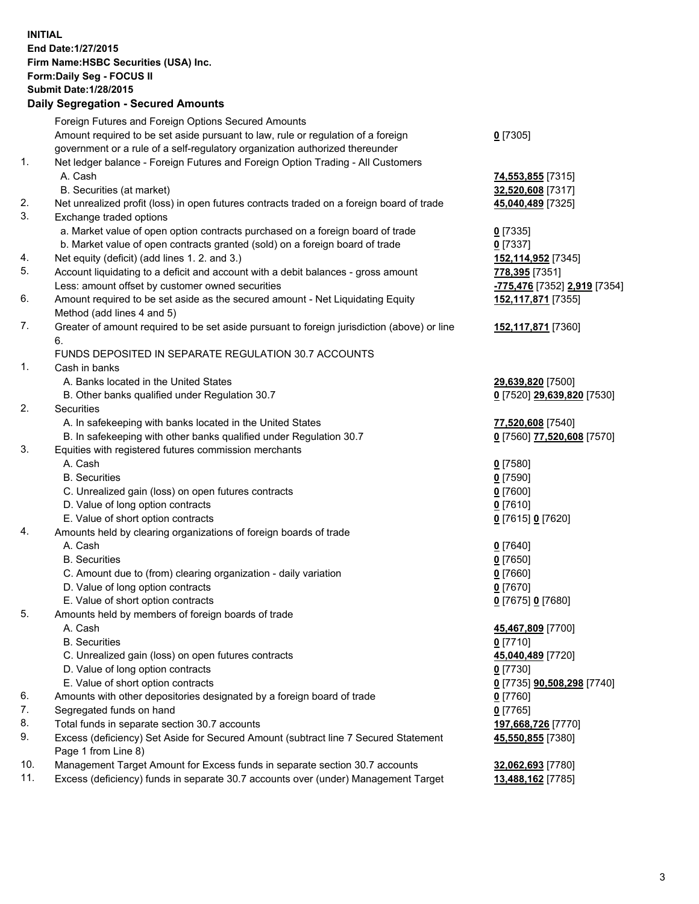**INITIAL**
**End Date:1/27/2015**
**Firm Name:HSBC Securities (USA) Inc.**
**Form:Daily Seg - FOCUS II**
**Submit Date:1/28/2015**

## Daily Segregation - Secured Amounts

| | | |
|---|---|---|
| | Foreign Futures and Foreign Options Secured Amounts | |
| | Amount required to be set aside pursuant to law, rule or regulation of a foreign government or a rule of a self-regulatory organization authorized thereunder | **0** [7305] |
| 1. | Net ledger balance - Foreign Futures and Foreign Option Trading - All Customers | |
| | A. Cash | **74,553,855** [7315] |
| | B. Securities (at market) | **32,520,608** [7317] |
| 2. | Net unrealized profit (loss) in open futures contracts traded on a foreign board of trade | **45,040,489** [7325] |
| 3. | Exchange traded options | |
| | a. Market value of open option contracts purchased on a foreign board of trade | **0** [7335] |
| | b. Market value of open contracts granted (sold) on a foreign board of trade | **0** [7337] |
| 4. | Net equity (deficit) (add lines 1. 2. and 3.) | **152,114,952** [7345] |
| 5. | Account liquidating to a deficit and account with a debit balances - gross amount | **778,395** [7351] |
| | Less: amount offset by customer owned securities | **-775,476** [7352] **2,919** [7354] |
| 6. | Amount required to be set aside as the secured amount - Net Liquidating Equity Method (add lines 4 and 5) | **152,117,871** [7355] |
| 7. | Greater of amount required to be set aside pursuant to foreign jurisdiction (above) or line 6. | **152,117,871** [7360] |
| | FUNDS DEPOSITED IN SEPARATE REGULATION 30.7 ACCOUNTS | |
| 1. | Cash in banks | |
| | A. Banks located in the United States | **29,639,820** [7500] |
| | B. Other banks qualified under Regulation 30.7 | **0** [7520] **29,639,820** [7530] |
| 2. | Securities | |
| | A. In safekeeping with banks located in the United States | **77,520,608** [7540] |
| | B. In safekeeping with other banks qualified under Regulation 30.7 | **0** [7560] **77,520,608** [7570] |
| 3. | Equities with registered futures commission merchants | |
| | A. Cash | **0** [7580] |
| | B. Securities | **0** [7590] |
| | C. Unrealized gain (loss) on open futures contracts | **0** [7600] |
| | D. Value of long option contracts | **0** [7610] |
| | E. Value of short option contracts | **0** [7615] **0** [7620] |
| 4. | Amounts held by clearing organizations of foreign boards of trade | |
| | A. Cash | **0** [7640] |
| | B. Securities | **0** [7650] |
| | C. Amount due to (from) clearing organization - daily variation | **0** [7660] |
| | D. Value of long option contracts | **0** [7670] |
| | E. Value of short option contracts | **0** [7675] **0** [7680] |
| 5. | Amounts held by members of foreign boards of trade | |
| | A. Cash | **45,467,809** [7700] |
| | B. Securities | **0** [7710] |
| | C. Unrealized gain (loss) on open futures contracts | **45,040,489** [7720] |
| | D. Value of long option contracts | **0** [7730] |
| | E. Value of short option contracts | **0** [7735] **90,508,298** [7740] |
| 6. | Amounts with other depositories designated by a foreign board of trade | **0** [7760] |
| 7. | Segregated funds on hand | **0** [7765] |
| 8. | Total funds in separate section 30.7 accounts | **197,668,726** [7770] |
| 9. | Excess (deficiency) Set Aside for Secured Amount (subtract line 7 Secured Statement Page 1 from Line 8) | **45,550,855** [7380] |
| 10. | Management Target Amount for Excess funds in separate section 30.7 accounts | **32,062,693** [7780] |
| 11. | Excess (deficiency) funds in separate 30.7 accounts over (under) Management Target | **13,488,162** [7785] |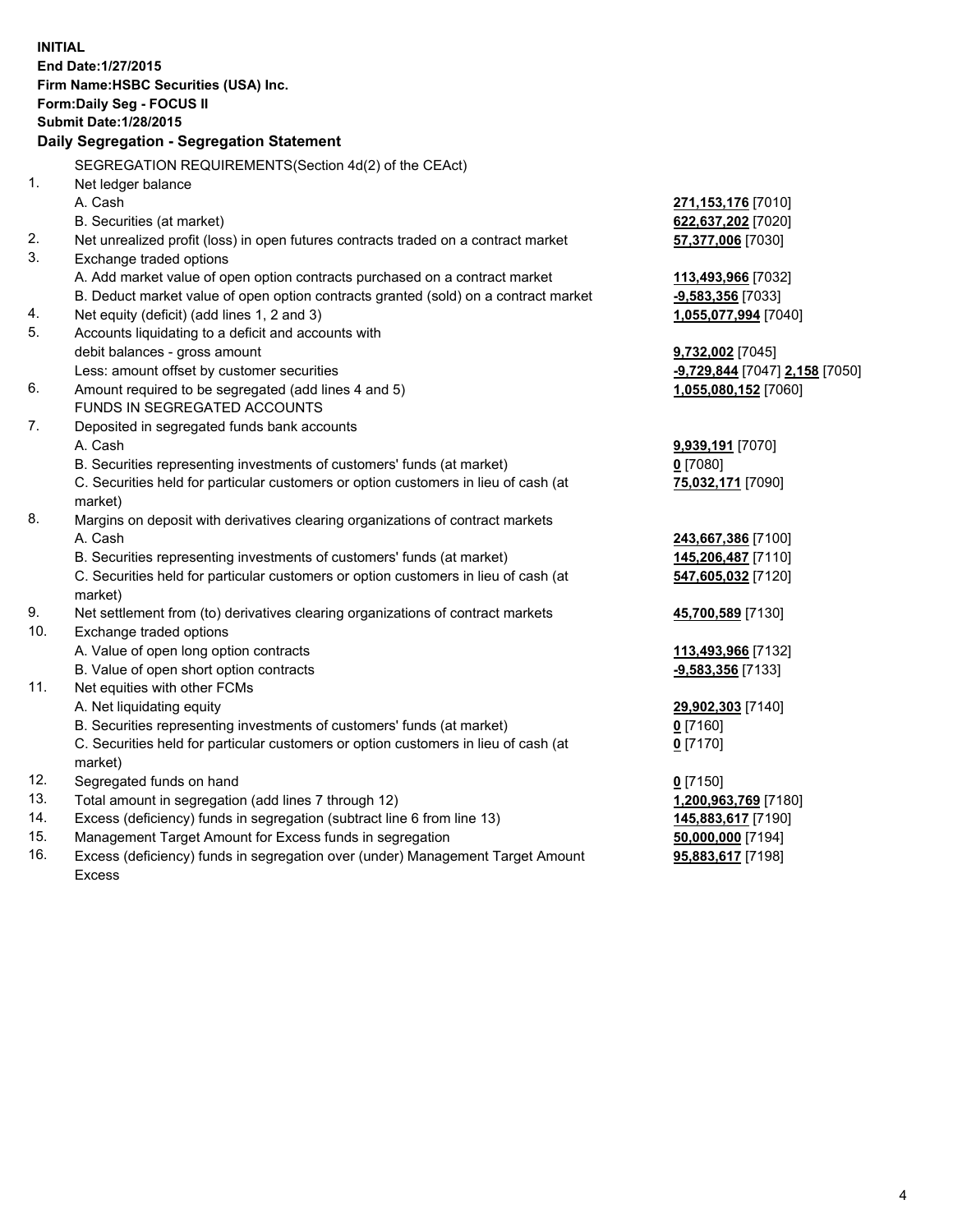**INITIAL**
**End Date:1/27/2015**
**Firm Name:HSBC Securities (USA) Inc.**
**Form:Daily Seg - FOCUS II**
**Submit Date:1/28/2015**

## Daily Segregation - Segregation Statement

SEGREGATION REQUIREMENTS(Section 4d(2) of the CEAct)

| | | |
|---|---|---|
| 1. | Net ledger balance | |
| | A. Cash | **271,153,176** [7010] |
| | B. Securities (at market) | **622,637,202** [7020] |
| 2. | Net unrealized profit (loss) in open futures contracts traded on a contract market | **57,377,006** [7030] |
| 3. | Exchange traded options | |
| | A. Add market value of open option contracts purchased on a contract market | **113,493,966** [7032] |
| | B. Deduct market value of open option contracts granted (sold) on a contract market | **-9,583,356** [7033] |
| 4. | Net equity (deficit) (add lines 1, 2 and 3) | **1,055,077,994** [7040] |
| 5. | Accounts liquidating to a deficit and accounts with debit balances - gross amount | **9,732,002** [7045] |
| | Less: amount offset by customer securities | **-9,729,844** [7047] **2,158** [7050] |
| 6. | Amount required to be segregated (add lines 4 and 5) | **1,055,080,152** [7060] |
| | FUNDS IN SEGREGATED ACCOUNTS | |
| 7. | Deposited in segregated funds bank accounts | |
| | A. Cash | **9,939,191** [7070] |
| | B. Securities representing investments of customers' funds (at market) | **0** [7080] |
| | C. Securities held for particular customers or option customers in lieu of cash (at market) | **75,032,171** [7090] |
| 8. | Margins on deposit with derivatives clearing organizations of contract markets | |
| | A. Cash | **243,667,386** [7100] |
| | B. Securities representing investments of customers' funds (at market) | **145,206,487** [7110] |
| | C. Securities held for particular customers or option customers in lieu of cash (at market) | **547,605,032** [7120] |
| 9. | Net settlement from (to) derivatives clearing organizations of contract markets | **45,700,589** [7130] |
| 10. | Exchange traded options | |
| | A. Value of open long option contracts | **113,493,966** [7132] |
| | B. Value of open short option contracts | **-9,583,356** [7133] |
| 11. | Net equities with other FCMs | |
| | A. Net liquidating equity | **29,902,303** [7140] |
| | B. Securities representing investments of customers' funds (at market) | **0** [7160] |
| | C. Securities held for particular customers or option customers in lieu of cash (at market) | **0** [7170] |
| 12. | Segregated funds on hand | **0** [7150] |
| 13. | Total amount in segregation (add lines 7 through 12) | **1,200,963,769** [7180] |
| 14. | Excess (deficiency) funds in segregation (subtract line 6 from line 13) | **145,883,617** [7190] |
| 15. | Management Target Amount for Excess funds in segregation | **50,000,000** [7194] |
| 16. | Excess (deficiency) funds in segregation over (under) Management Target Amount Excess | **95,883,617** [7198] |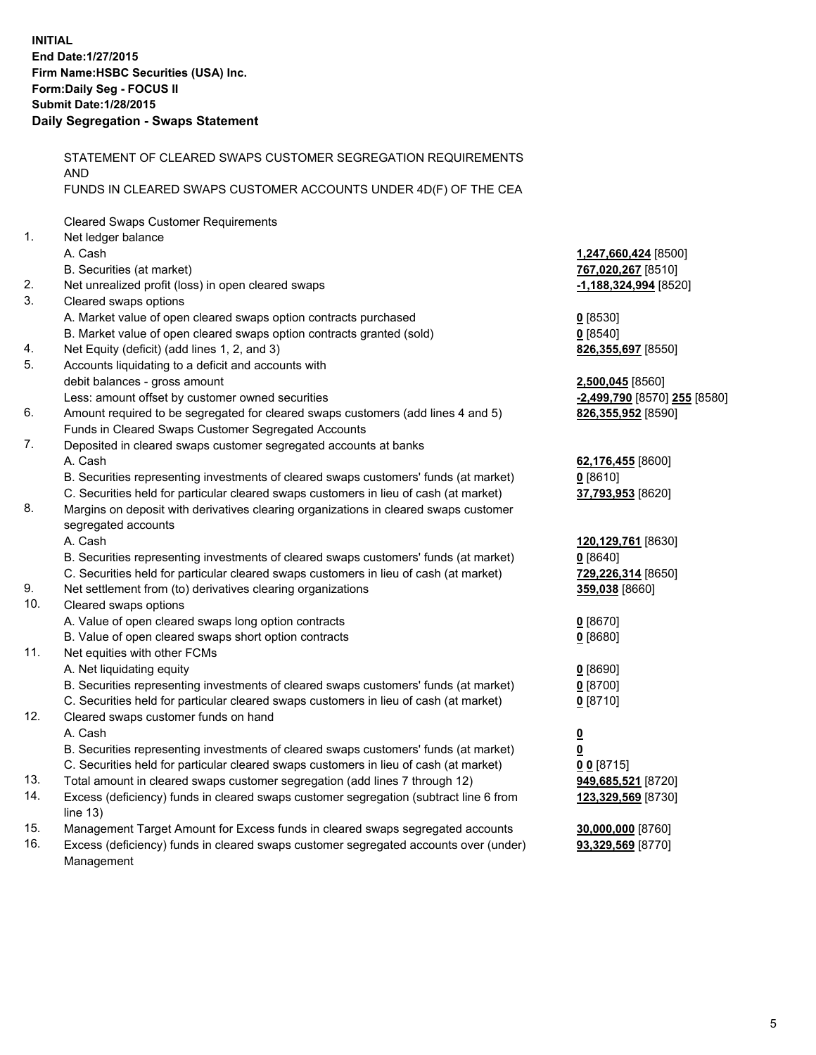**INITIAL**
**End Date:1/27/2015**
**Firm Name:HSBC Securities (USA) Inc.**
**Form:Daily Seg - FOCUS II**
**Submit Date:1/28/2015**
**Daily Segregation - Swaps Statement**

STATEMENT OF CLEARED SWAPS CUSTOMER SEGREGATION REQUIREMENTS AND FUNDS IN CLEARED SWAPS CUSTOMER ACCOUNTS UNDER 4D(F) OF THE CEA

| | | |
|---|---|---|
| | Cleared Swaps Customer Requirements | |
| 1. | Net ledger balance | |
| | A. Cash | **1,247,660,424** [8500] |
| | B. Securities (at market) | **767,020,267** [8510] |
| 2. | Net unrealized profit (loss) in open cleared swaps | **-1,188,324,994** [8520] |
| 3. | Cleared swaps options | |
| | A. Market value of open cleared swaps option contracts purchased | **0** [8530] |
| | B. Market value of open cleared swaps option contracts granted (sold) | **0** [8540] |
| 4. | Net Equity (deficit) (add lines 1, 2, and 3) | **826,355,697** [8550] |
| 5. | Accounts liquidating to a deficit and accounts with debit balances - gross amount | **2,500,045** [8560] |
| | Less: amount offset by customer owned securities | **-2,499,790** [8570] **255** [8580] |
| 6. | Amount required to be segregated for cleared swaps customers (add lines 4 and 5) | **826,355,952** [8590] |
| | Funds in Cleared Swaps Customer Segregated Accounts | |
| 7. | Deposited in cleared swaps customer segregated accounts at banks | |
| | A. Cash | **62,176,455** [8600] |
| | B. Securities representing investments of cleared swaps customers' funds (at market) | **0** [8610] |
| | C. Securities held for particular cleared swaps customers in lieu of cash (at market) | **37,793,953** [8620] |
| 8. | Margins on deposit with derivatives clearing organizations in cleared swaps customer segregated accounts | |
| | A. Cash | **120,129,761** [8630] |
| | B. Securities representing investments of cleared swaps customers' funds (at market) | **0** [8640] |
| | C. Securities held for particular cleared swaps customers in lieu of cash (at market) | **729,226,314** [8650] |
| 9. | Net settlement from (to) derivatives clearing organizations | **359,038** [8660] |
| 10. | Cleared swaps options | |
| | A. Value of open cleared swaps long option contracts | **0** [8670] |
| | B. Value of open cleared swaps short option contracts | **0** [8680] |
| 11. | Net equities with other FCMs | |
| | A. Net liquidating equity | **0** [8690] |
| | B. Securities representing investments of cleared swaps customers' funds (at market) | **0** [8700] |
| | C. Securities held for particular cleared swaps customers in lieu of cash (at market) | **0** [8710] |
| 12. | Cleared swaps customer funds on hand | |
| | A. Cash | **0** |
| | B. Securities representing investments of cleared swaps customers' funds (at market) | **0** |
| | C. Securities held for particular cleared swaps customers in lieu of cash (at market) | **0** **0** [8715] |
| 13. | Total amount in cleared swaps customer segregation (add lines 7 through 12) | **949,685,521** [8720] |
| 14. | Excess (deficiency) funds in cleared swaps customer segregation (subtract line 6 from line 13) | **123,329,569** [8730] |
| 15. | Management Target Amount for Excess funds in cleared swaps segregated accounts | **30,000,000** [8760] |
| 16. | Excess (deficiency) funds in cleared swaps customer segregated accounts over (under) Management | **93,329,569** [8770] |